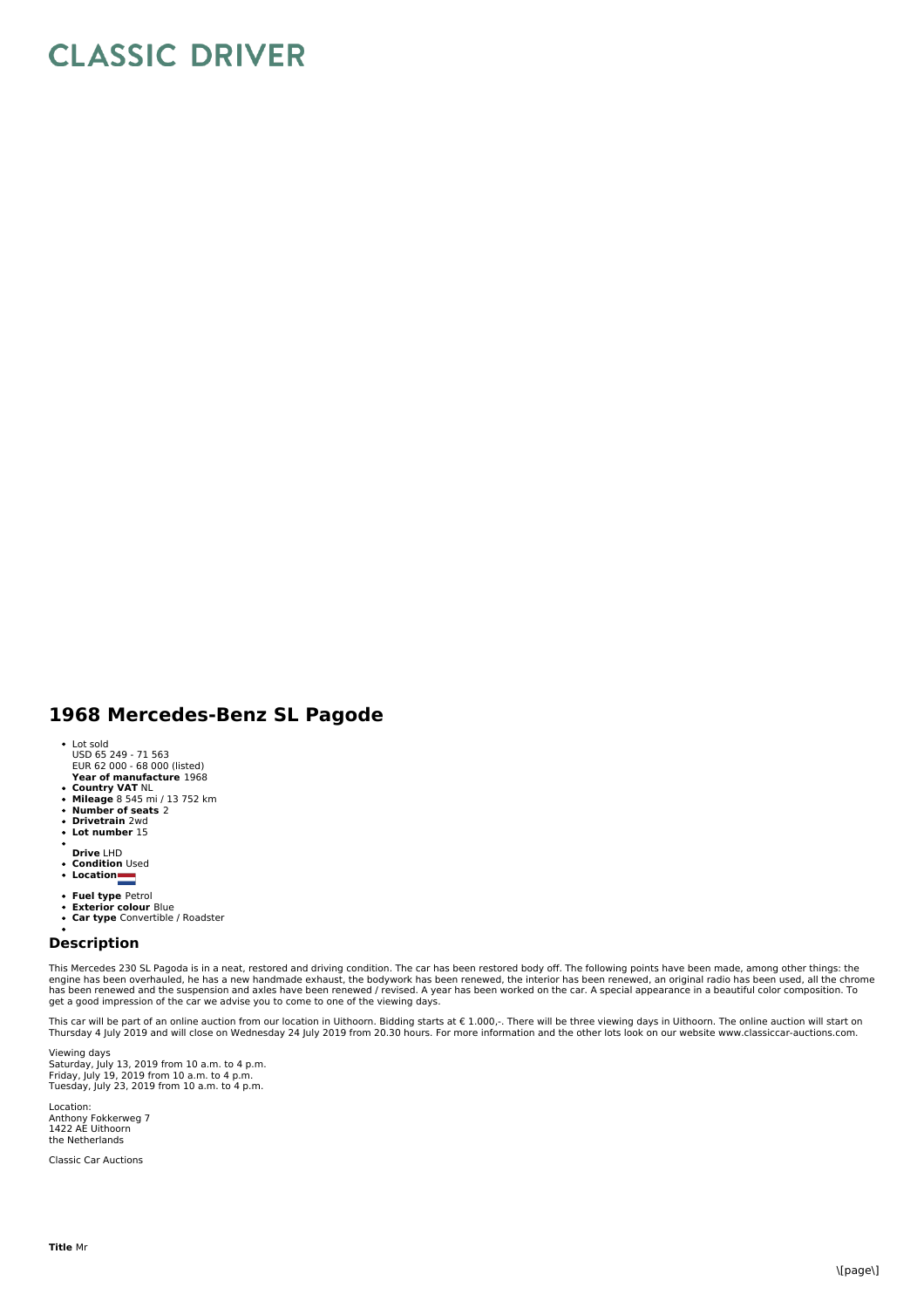# CLASSIC DRIVER

## 1968 Mercedes-Benz SL Pagode

- Lot sold
  USD 65 249 - 71 563
  EUR 62 000 - 68 000 (listed)
  **Year of manufacture** 1968
- **Country VAT** NL
- **Mileage** 8 545 mi / 13 752 km
- **Number of seats** 2
- **Drivetrain** 2wd
- **Lot number** 15
- **Drive** LHD
- **Condition** Used
- **Location**
- **Fuel type** Petrol
- **Exterior colour** Blue
- **Car type** Convertible / Roadster

## Description

This Mercedes 230 SL Pagoda is in a neat, restored and driving condition. The car has been restored body off. The following points have been made, among other things: the engine has been overhauled, he has a new handmade exhaust, the bodywork has been renewed, the interior has been renewed, an original radio has been used, all the chrome has been renewed and the suspension and axles have been renewed / revised. A year has been worked on the car. A special appearance in a beautiful color composition. To get a good impression of the car we advise you to come to one of the viewing days.

This car will be part of an online auction from our location in Uithoorn. Bidding starts at € 1.000,-. There will be three viewing days in Uithoorn. The online auction will start on Thursday 4 July 2019 and will close on Wednesday 24 July 2019 from 20.30 hours. For more information and the other lots look on our website www.classiccar-auctions.com.

Viewing days
Saturday, July 13, 2019 from 10 a.m. to 4 p.m.
Friday, July 19, 2019 from 10 a.m. to 4 p.m.
Tuesday, July 23, 2019 from 10 a.m. to 4 p.m.

Location:
Anthony Fokkerweg 7
1422 AE Uithoorn
the Netherlands

Classic Car Auctions

**Title** Mr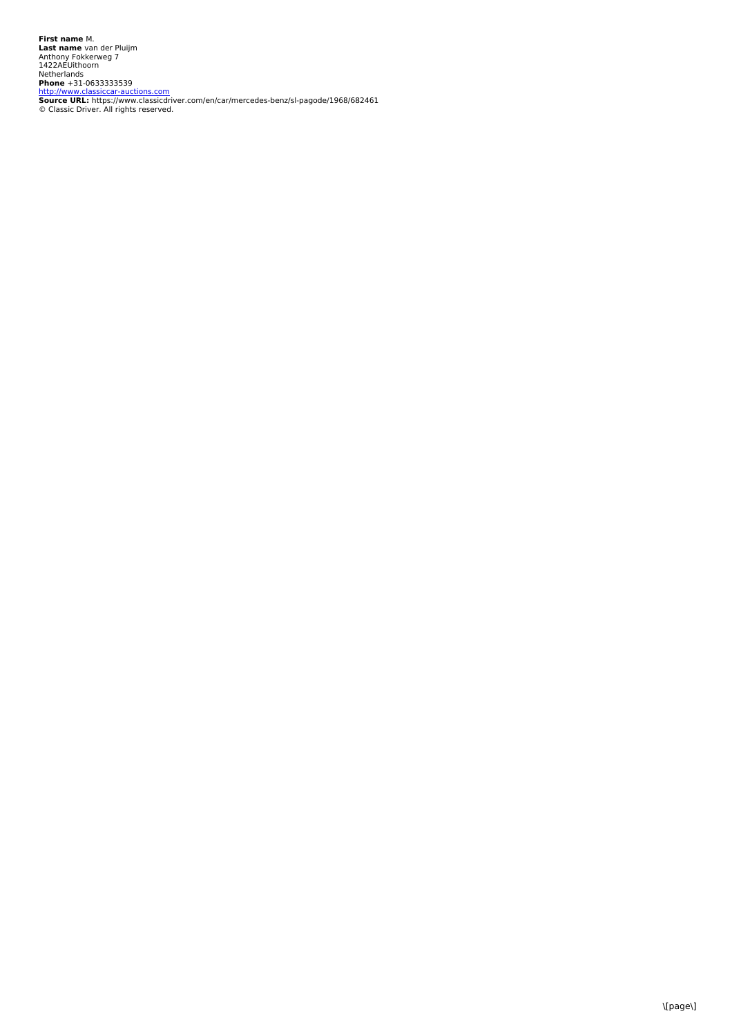**First name** M.
**Last name** van der Pluijm
Anthony Fokkerweg 7
1422AEUithoorn
Netherlands
**Phone** +31-0633333539
[http://www.classiccar-auctions.com](http://www.classiccar-auctions.com)
**Source URL:** https://www.classicdriver.com/en/car/mercedes-benz/sl-pagode/1968/682461
© Classic Driver. All rights reserved.